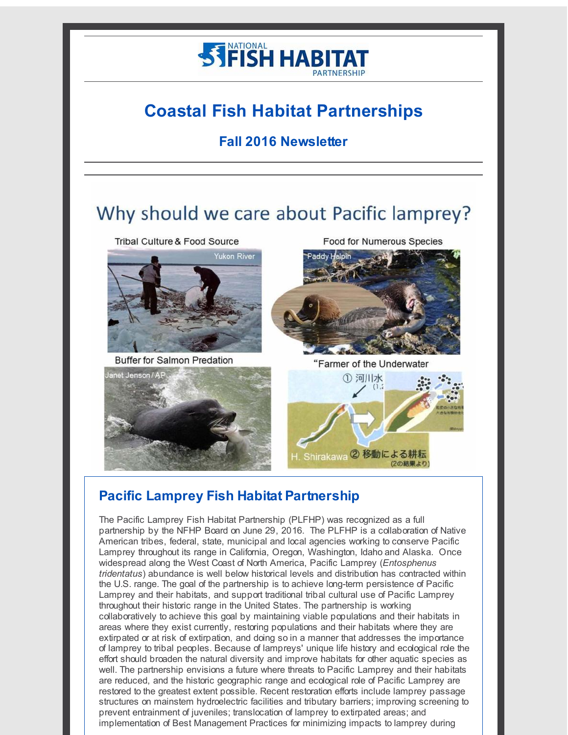# Coastal Fish Habitat Partnerships

## Fall 2016 Newsletter

## Pacific Lamprey Fish Habitat Partnership

The Pacific Lamprey Fish Habitat Partnership (PLFHP) was recognized as a full partnership by the NFHP Board on June 29, 2016. The PLFHP is a collaboration of Native American tribes, federal, state, municipal and local agencies working to conserve Pacific Lamprey throughout its range in California, Oregon, Washington, Idaho and Alaska. Once widespread along the West Coast of North America, Pacific Lamprey (*Entosphenus tridentatus*) abundance is well below historical levels and distribution has contracted within the U.S. range. The goal of the partnership is to achieve long-term persistence of Pacific Lamprey and their habitats, and support traditional tribal cultural use of Pacific Lamprey throughout their historic range in the United States. The partnership is working collaboratively to achieve this goal by maintaining viable populations and their habitats in areas where they exist currently, restoring populations and their habitats where they are extirpated or at risk of extirpation, and doing so in a manner that addresses the importance of lamprey to tribal peoples. Because of lampreys' unique life history and ecological role the effort should broaden the natural diversity and improve habitats for other aquatic species as well. The partnership envisions a future where threats to Pacific Lamprey and their habitats are reduced, and the historic geographic range and ecological role of Pacific Lamprey are restored to the greatest extent possible. Recent restoration efforts include lamprey passage structures on mainstem hydroelectric facilities and tributary barriers; improving screening to prevent entrainment of juveniles; translocation of lamprey to extirpated areas; and implementation of Best Management Practices for minimizing impacts to lamprey during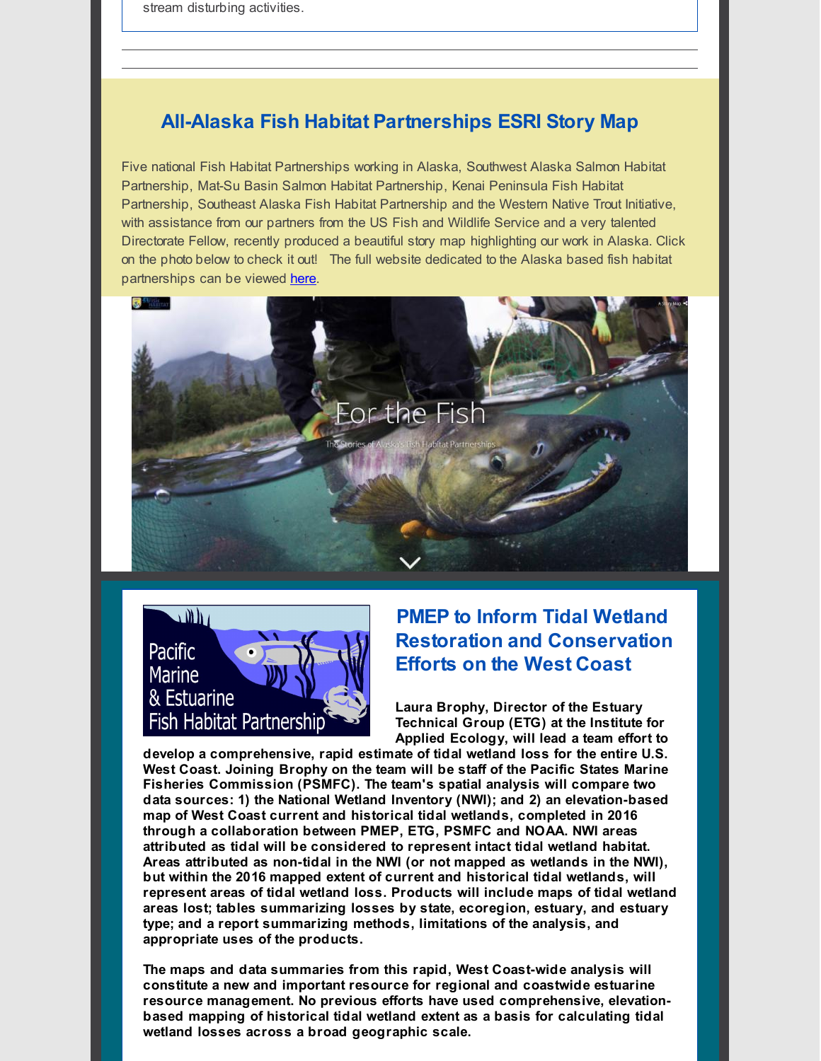stream disturbing activities.

## All-Alaska Fish Habitat Partnerships ESRI Story Map

Five national Fish Habitat Partnerships working in Alaska, Southwest Alaska Salmon Habitat Partnership, Mat-Su Basin Salmon Habitat Partnership, Kenai Peninsula Fish Habitat Partnership, Southeast Alaska Fish Habitat Partnership and the Western Native Trout Initiative, with assistance from our partners from the US Fish and Wildlife Service and a very talented Directorate Fellow, recently produced a beautiful story map highlighting our work in Alaska. Click on the photo below to check it out! The full website dedicated to the Alaska based fish habitat partnerships can be viewed here.

## PMEP to Inform Tidal Wetland Restoration and Conservation Efforts on the West Coast

**Laura Brophy, Director of the Estuary Technical Group (ETG) at the Institute for Applied Ecology, will lead a team effort to develop a comprehensive, rapid estimate of tidal wetland loss for the entire U.S. West Coast. Joining Brophy on the team will be staff of the Pacific States Marine Fisheries Commission (PSMFC). The team's spatial analysis will compare two data sources: 1) the National Wetland Inventory (NWI); and 2) an elevation-based map of West Coast current and historical tidal wetlands, completed in 2016 through a collaboration between PMEP, ETG, PSMFC and NOAA. NWI areas attributed as tidal will be considered to represent intact tidal wetland habitat. Areas attributed as non-tidal in the NWI (or not mapped as wetlands in the NWI), but within the 2016 mapped extent of current and historical tidal wetlands, will represent areas of tidal wetland loss. Products will include maps of tidal wetland areas lost; tables summarizing losses by state, ecoregion, estuary, and estuary type; and a report summarizing methods, limitations of the analysis, and appropriate uses of the products.**

**The maps and data summaries from this rapid, West Coast-wide analysis will constitute a new and important resource for regional and coastwide estuarine resource management. No previous efforts have used comprehensive, elevation-based mapping of historical tidal wetland extent as a basis for calculating tidal wetland losses across a broad geographic scale.**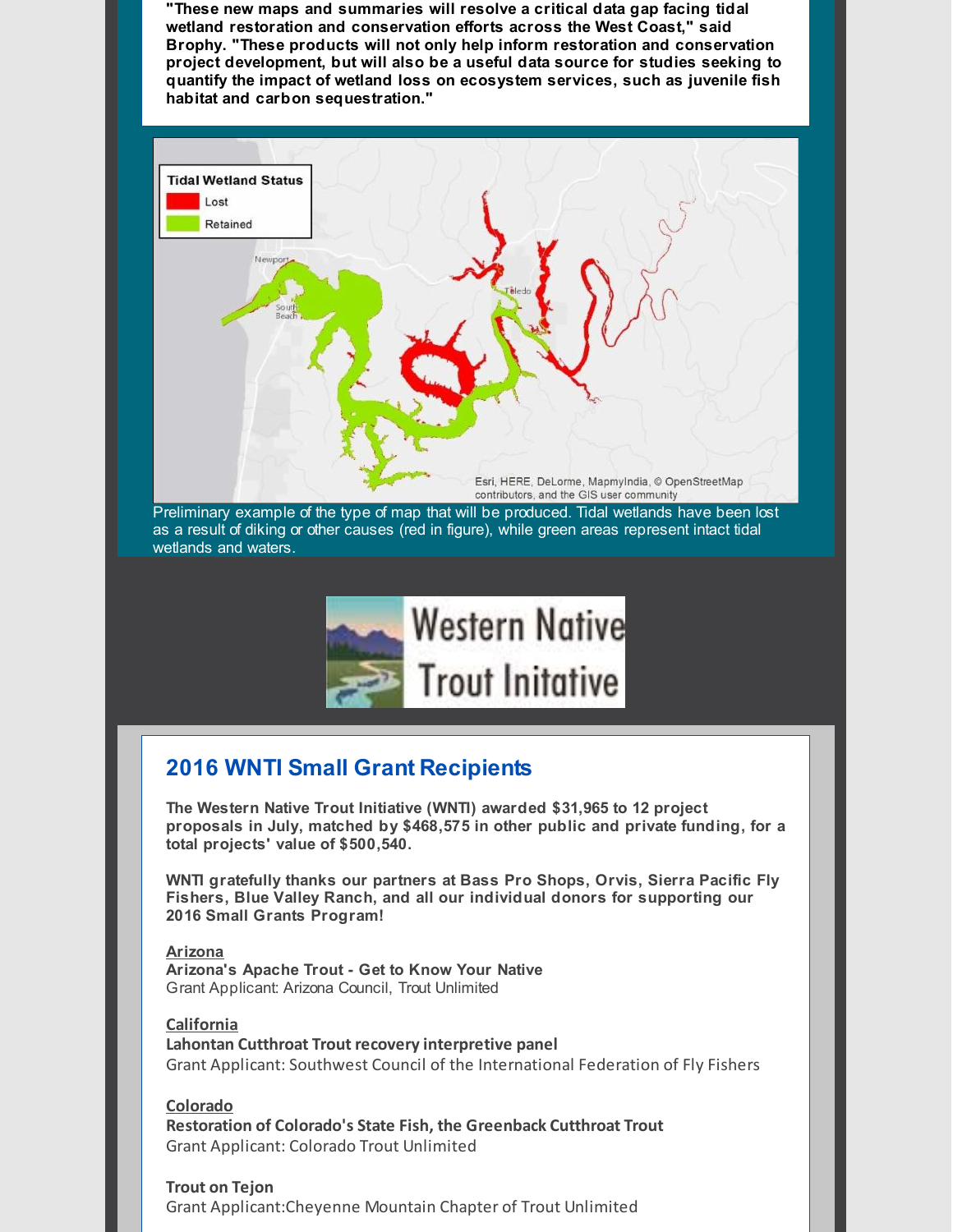**"These new maps and summaries will resolve a critical data gap facing tidal wetland restoration and conservation efforts across the West Coast," said Brophy. "These products will not only help inform restoration and conservation project development, but will also be a useful data source for studies seeking to quantify the impact of wetland loss on ecosystem services, such as juvenile fish habitat and carbon sequestration."**

Preliminary example of the type of map that will be produced. Tidal wetlands have been lost as a result of diking or other causes (red in figure), while green areas represent intact tidal wetlands and waters.

## 2016 WNTI Small Grant Recipients

**The Western Native Trout Initiative (WNTI) awarded $31,965 to 12 project proposals in July, matched by $468,575 in other public and private funding, for a total projects' value of $500,540.**

**WNTI gratefully thanks our partners at Bass Pro Shops, Orvis, Sierra Pacific Fly Fishers, Blue Valley Ranch, and all our individual donors for supporting our 2016 Small Grants Program!**

**Arizona**
**Arizona's Apache Trout - Get to Know Your Native**
Grant Applicant: Arizona Council, Trout Unlimited

**California**
**Lahontan Cutthroat Trout recovery interpretive panel**
Grant Applicant: Southwest Council of the International Federation of Fly Fishers

**Colorado**
**Restoration of Colorado's State Fish, the Greenback Cutthroat Trout**
Grant Applicant: Colorado Trout Unlimited

**Trout on Tejon**
Grant Applicant:Cheyenne Mountain Chapter of Trout Unlimited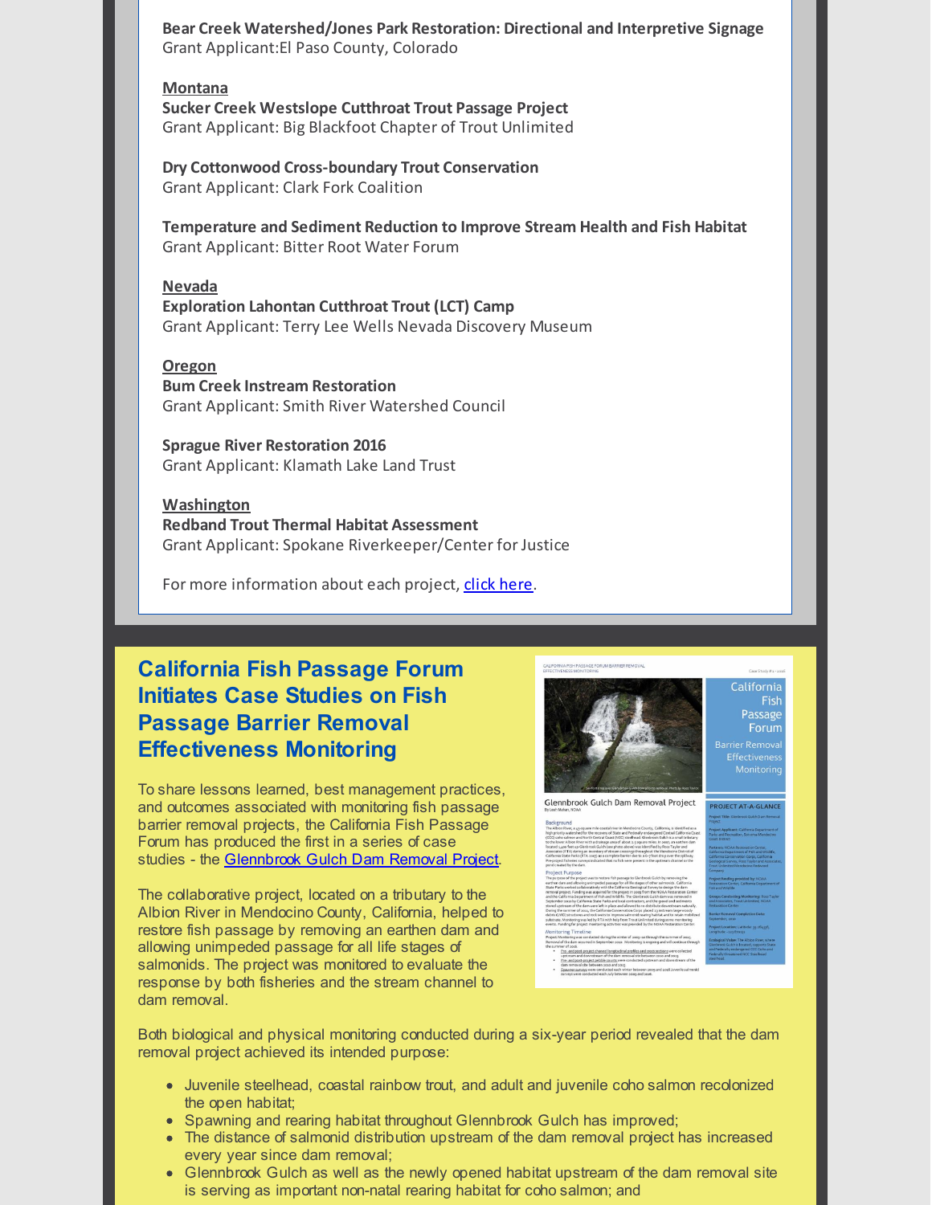**Bear Creek Watershed/Jones Park Restoration: Directional and Interpretive Signage**
Grant Applicant:El Paso County, Colorado

**Montana**

**Sucker Creek Westslope Cutthroat Trout Passage Project**
Grant Applicant: Big Blackfoot Chapter of Trout Unlimited

**Dry Cottonwood Cross-boundary Trout Conservation**
Grant Applicant: Clark Fork Coalition

**Temperature and Sediment Reduction to Improve Stream Health and Fish Habitat**
Grant Applicant: Bitter Root Water Forum

**Nevada**

**Exploration Lahontan Cutthroat Trout (LCT) Camp**
Grant Applicant: Terry Lee Wells Nevada Discovery Museum

**Oregon**

**Bum Creek Instream Restoration**
Grant Applicant: Smith River Watershed Council

**Sprague River Restoration 2016**
Grant Applicant: Klamath Lake Land Trust

**Washington**

**Redband Trout Thermal Habitat Assessment**
Grant Applicant: Spokane Riverkeeper/Center for Justice

For more information about each project, click here.

## California Fish Passage Forum Initiates Case Studies on Fish Passage Barrier Removal Effectiveness Monitoring

To share lessons learned, best management practices, and outcomes associated with monitoring fish passage barrier removal projects, the California Fish Passage Forum has produced the first in a series of case studies - the Glennbrook Gulch Dam Removal Project.

The collaborative project, located on a tributary to the Albion River in Mendocino County, California, helped to restore fish passage by removing an earthen dam and allowing unimpeded passage for all life stages of salmonids. The project was monitored to evaluate the response by both fisheries and the stream channel to dam removal.

Both biological and physical monitoring conducted during a six-year period revealed that the dam removal project achieved its intended purpose:

- Juvenile steelhead, coastal rainbow trout, and adult and juvenile coho salmon recolonized the open habitat;
- Spawning and rearing habitat throughout Glennbrook Gulch has improved;
- The distance of salmonid distribution upstream of the dam removal project has increased every year since dam removal;
- Glennbrook Gulch as well as the newly opened habitat upstream of the dam removal site is serving as important non-natal rearing habitat for coho salmon; and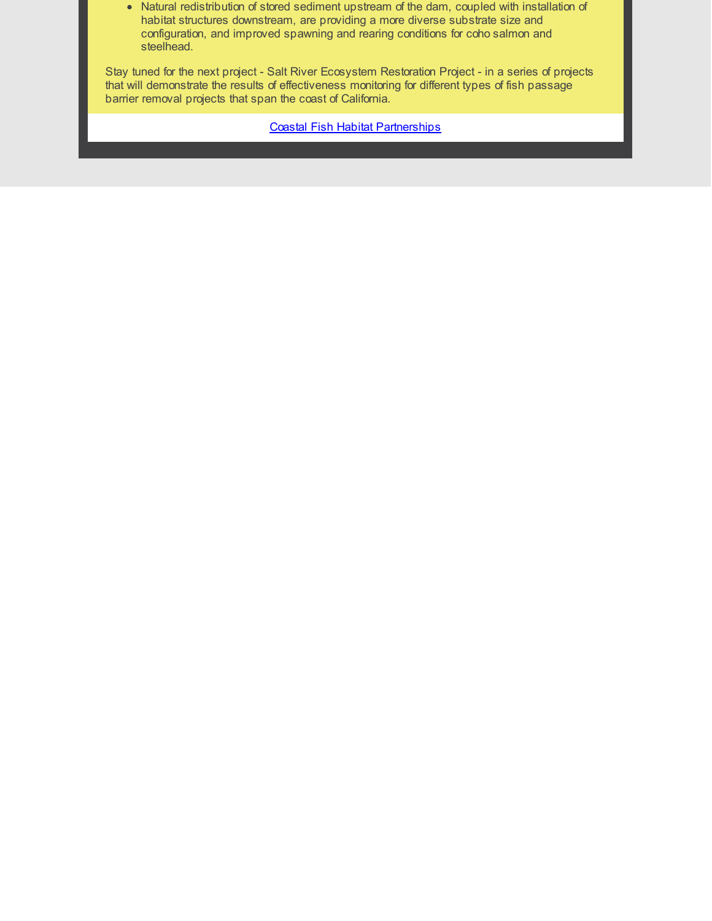- Natural redistribution of stored sediment upstream of the dam, coupled with installation of habitat structures downstream, are providing a more diverse substrate size and configuration, and improved spawning and rearing conditions for coho salmon and steelhead.

Stay tuned for the next project - Salt River Ecosystem Restoration Project - in a series of projects that will demonstrate the results of effectiveness monitoring for different types of fish passage barrier removal projects that span the coast of California.

Coastal Fish Habitat Partnerships